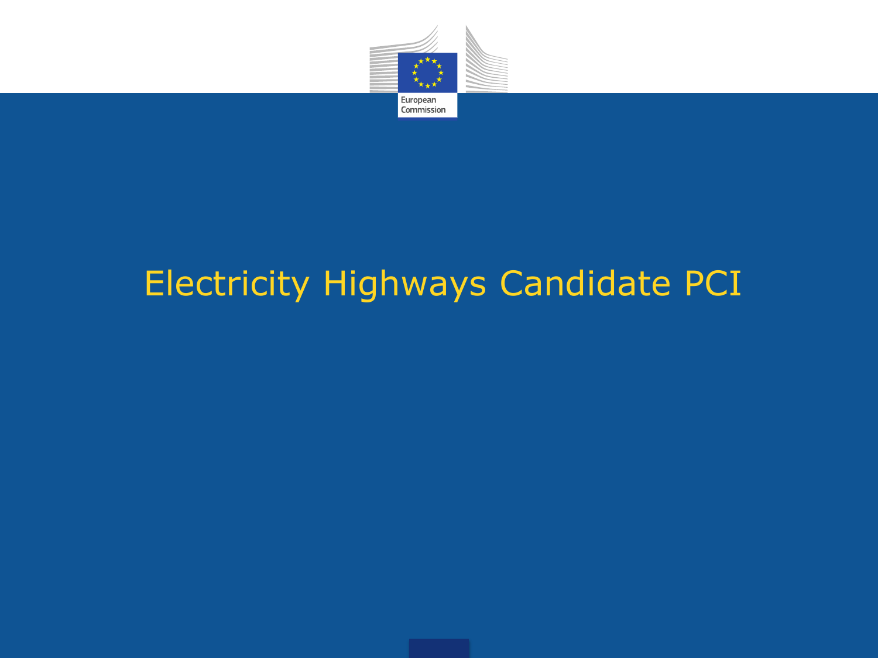# Electricity Highways Candidate PCI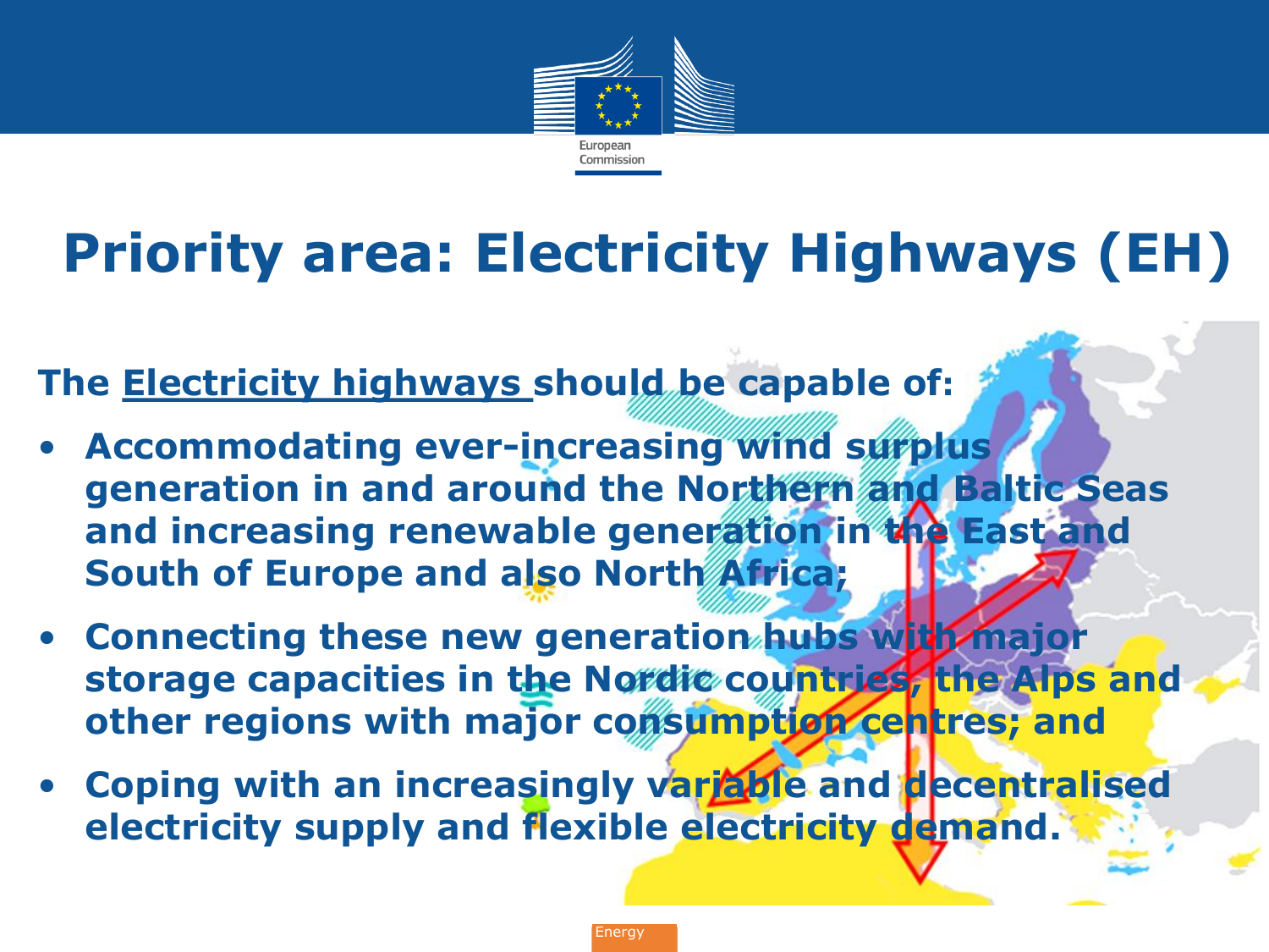# Priority area: Electricity Highways (EH)

**The <u>Electricity highways</u> should be capable of:**

- **Accommodating ever-increasing wind surplus generation in and around the Northern and Baltic Seas and increasing renewable generation in the East and South of Europe and also North Africa;**
- **Connecting these new generation hubs with major storage capacities in the Nordic countries, the Alps and other regions with major consumption centres; and**
- **Coping with an increasingly variable and decentralised electricity supply and flexible electricity demand.**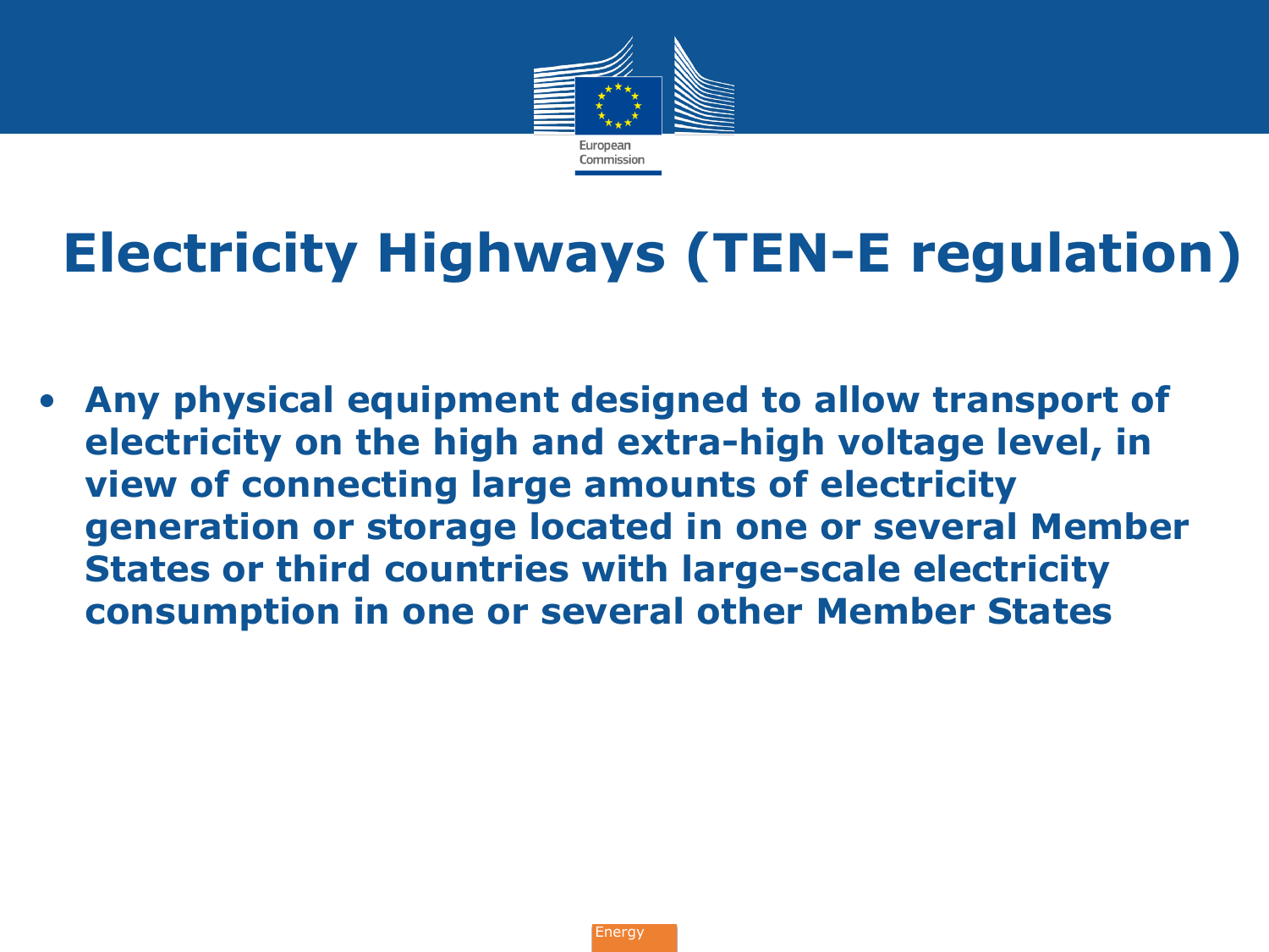# Electricity Highways (TEN-E regulation)

- **Any physical equipment designed to allow transport of electricity on the high and extra-high voltage level, in view of connecting large amounts of electricity generation or storage located in one or several Member States or third countries with large-scale electricity consumption in one or several other Member States**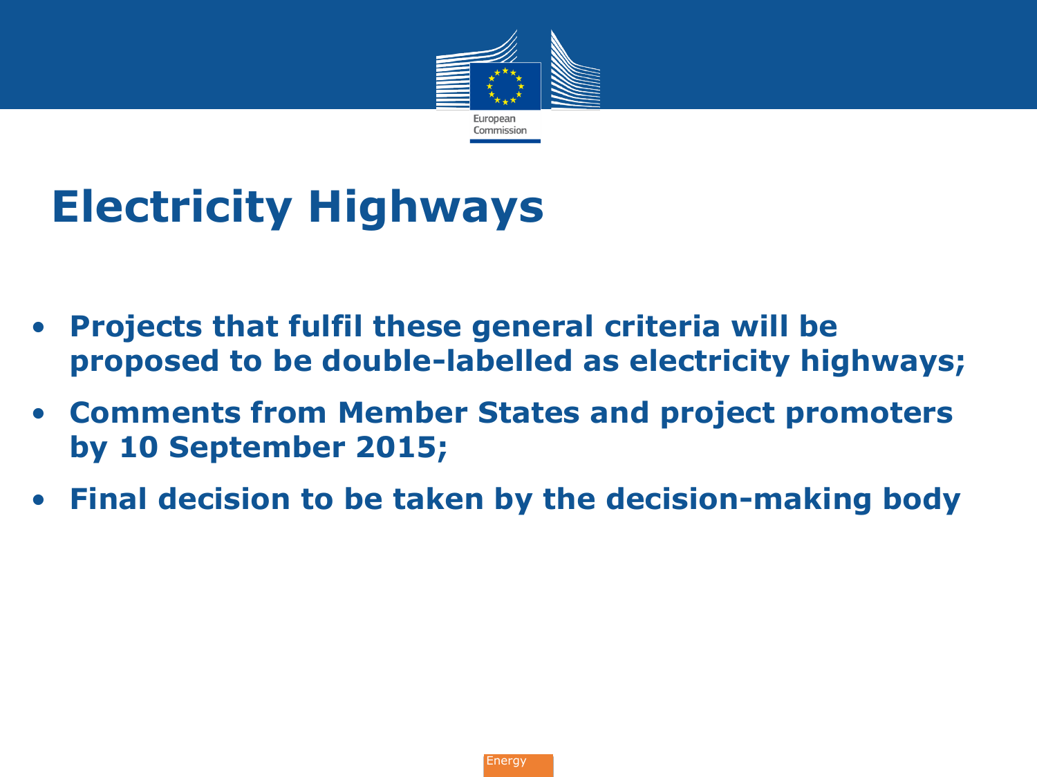# Electricity Highways

- **Projects that fulfil these general criteria will be proposed to be double-labelled as electricity highways;**
- **Comments from Member States and project promoters by 10 September 2015;**
- **Final decision to be taken by the decision-making body**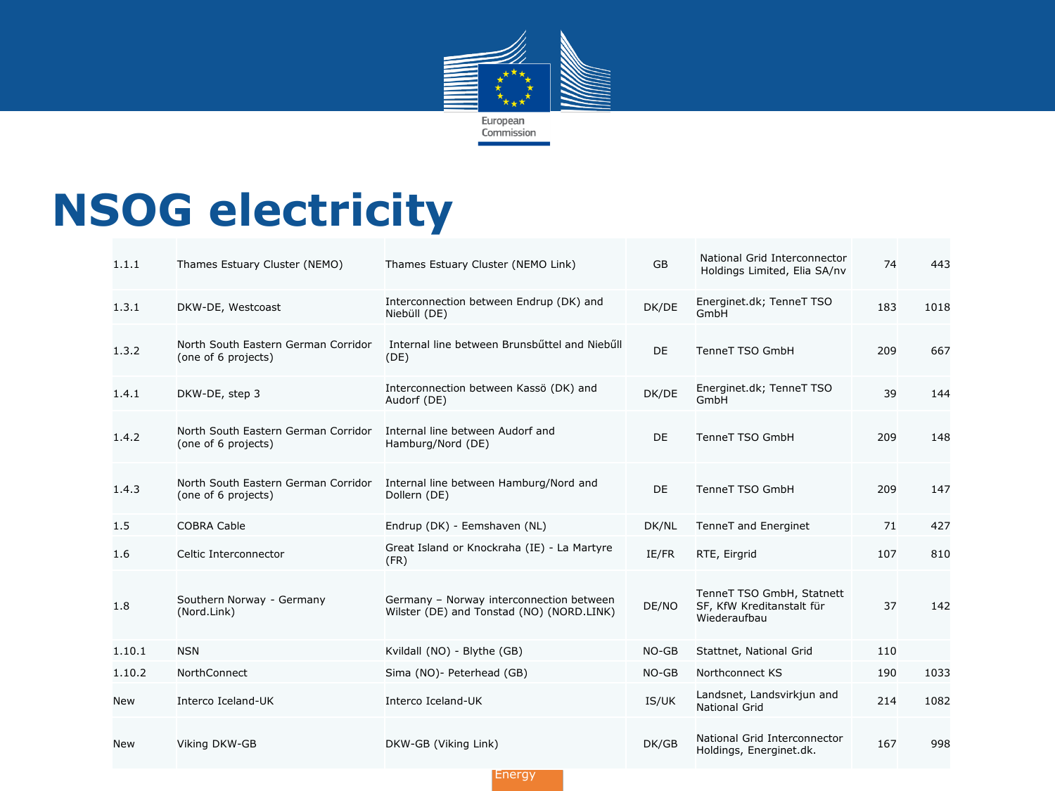# NSOG electricity

| | | | | | | |
|---|---|---|---|---|---|---|
| 1.1.1 | Thames Estuary Cluster (NEMO) | Thames Estuary Cluster (NEMO Link) | GB | National Grid Interconnector Holdings Limited, Elia SA/nv | 74 | 443 |
| 1.3.1 | DKW-DE, Westcoast | Interconnection between Endrup (DK) and Niebüll (DE) | DK/DE | Energinet.dk; TenneT TSO GmbH | 183 | 1018 |
| 1.3.2 | North South Eastern German Corridor (one of 6 projects) | Internal line between Brunsbűttel and Niebűll (DE) | DE | TenneT TSO GmbH | 209 | 667 |
| 1.4.1 | DKW-DE, step 3 | Interconnection between Kassö (DK) and Audorf (DE) | DK/DE | Energinet.dk; TenneT TSO GmbH | 39 | 144 |
| 1.4.2 | North South Eastern German Corridor (one of 6 projects) | Internal line between Audorf and Hamburg/Nord (DE) | DE | TenneT TSO GmbH | 209 | 148 |
| 1.4.3 | North South Eastern German Corridor (one of 6 projects) | Internal line between Hamburg/Nord and Dollern (DE) | DE | TenneT TSO GmbH | 209 | 147 |
| 1.5 | COBRA Cable | Endrup (DK) - Eemshaven (NL) | DK/NL | TenneT and Energinet | 71 | 427 |
| 1.6 | Celtic Interconnector | Great Island or Knockraha (IE) - La Martyre (FR) | IE/FR | RTE, Eirgrid | 107 | 810 |
| 1.8 | Southern Norway - Germany (Nord.Link) | Germany – Norway interconnection between Wilster (DE) and Tonstad (NO) (NORD.LINK) | DE/NO | TenneT TSO GmbH, Statnett SF, KfW Kreditanstalt für Wiederaufbau | 37 | 142 |
| 1.10.1 | NSN | Kvildall (NO) - Blythe (GB) | NO-GB | Stattnet, National Grid | 110 | |
| 1.10.2 | NorthConnect | Sima (NO)- Peterhead (GB) | NO-GB | Northconnect KS | 190 | 1033 |
| New | Interco Iceland-UK | Interco Iceland-UK | IS/UK | Landsnet, Landsvirkjun and National Grid | 214 | 1082 |
| New | Viking DKW-GB | DKW-GB (Viking Link) | DK/GB | National Grid Interconnector Holdings, Energinet.dk. | 167 | 998 |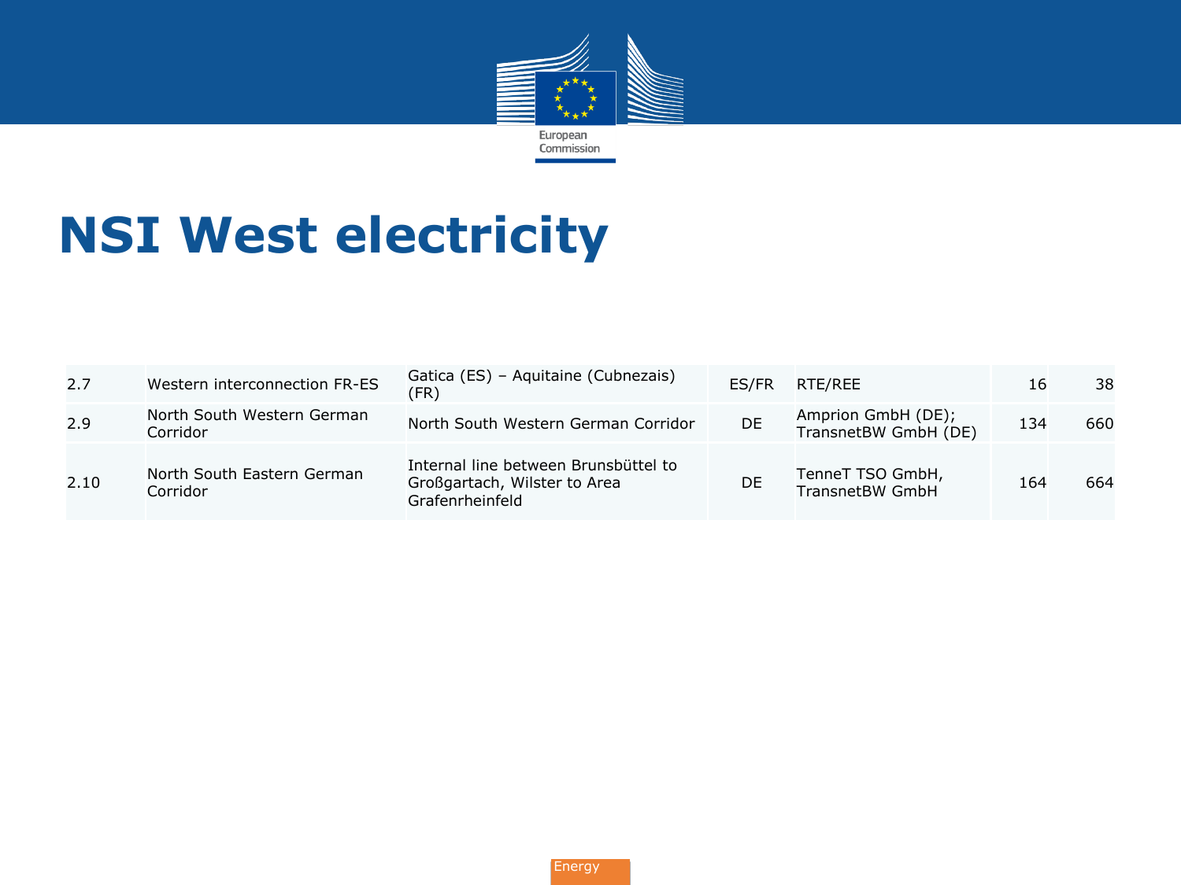# NSI West electricity

| | | | | | | |
|---|---|---|---|---|---|---|
| 2.7 | Western interconnection FR-ES | Gatica (ES) – Aquitaine (Cubnezais) (FR) | ES/FR | RTE/REE | 16 | 38 |
| 2.9 | North South Western German Corridor | North South Western German Corridor | DE | Amprion GmbH (DE); TransnetBW GmbH (DE) | 134 | 660 |
| 2.10 | North South Eastern German Corridor | Internal line between Brunsbüttel to Großgartach, Wilster to Area Grafenrheinfeld | DE | TenneT TSO GmbH, TransnetBW GmbH | 164 | 664 |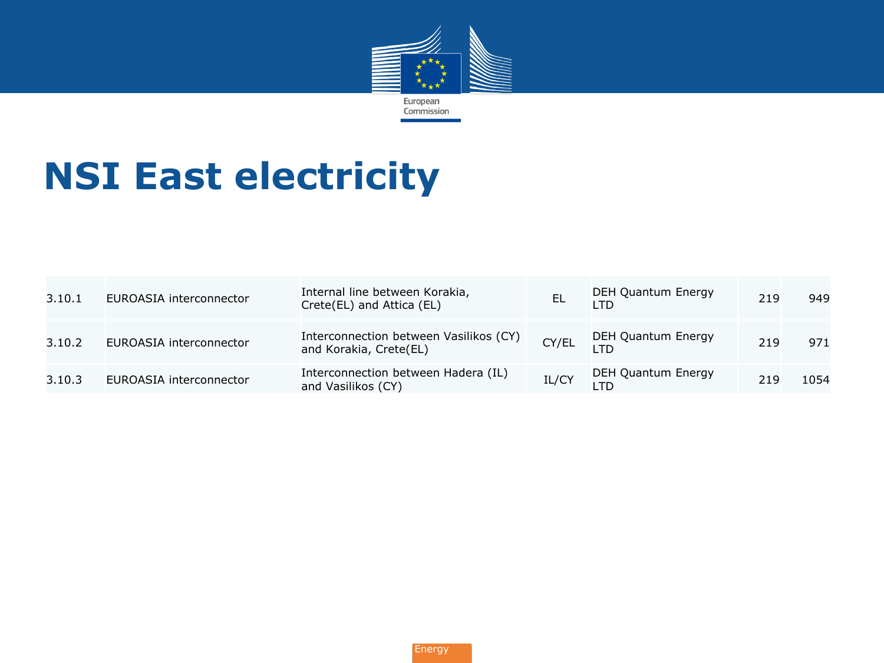# NSI East electricity

| | | | | | | |
|---|---|---|---|---|---|---|
| 3.10.1 | EUROASIA interconnector | Internal line between Korakia, Crete(EL) and Attica (EL) | EL | DEH Quantum Energy LTD | 219 | 949 |
| 3.10.2 | EUROASIA interconnector | Interconnection between Vasilikos (CY) and Korakia, Crete(EL) | CY/EL | DEH Quantum Energy LTD | 219 | 971 |
| 3.10.3 | EUROASIA interconnector | Interconnection between Hadera (IL) and Vasilikos (CY) | IL/CY | DEH Quantum Energy LTD | 219 | 1054 |